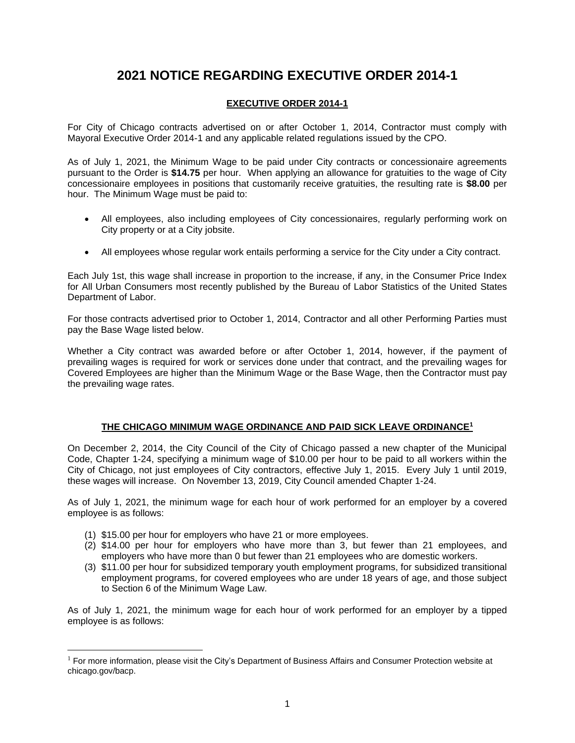# 2021 NOTICE REGARDING EXECUTIVE ORDER 2014-1

## EXECUTIVE ORDER 2014-1

For City of Chicago contracts advertised on or after October 1, 2014, Contractor must comply with Mayoral Executive Order 2014-1 and any applicable related regulations issued by the CPO.

As of July 1, 2021, the Minimum Wage to be paid under City contracts or concessionaire agreements pursuant to the Order is **$14.75** per hour. When applying an allowance for gratuities to the wage of City concessionaire employees in positions that customarily receive gratuities, the resulting rate is **$8.00** per hour. The Minimum Wage must be paid to:

- All employees, also including employees of City concessionaires, regularly performing work on City property or at a City jobsite.
- All employees whose regular work entails performing a service for the City under a City contract.

Each July 1st, this wage shall increase in proportion to the increase, if any, in the Consumer Price Index for All Urban Consumers most recently published by the Bureau of Labor Statistics of the United States Department of Labor.

For those contracts advertised prior to October 1, 2014, Contractor and all other Performing Parties must pay the Base Wage listed below.

Whether a City contract was awarded before or after October 1, 2014, however, if the payment of prevailing wages is required for work or services done under that contract, and the prevailing wages for Covered Employees are higher than the Minimum Wage or the Base Wage, then the Contractor must pay the prevailing wage rates.

## THE CHICAGO MINIMUM WAGE ORDINANCE AND PAID SICK LEAVE ORDINANCE[1]

On December 2, 2014, the City Council of the City of Chicago passed a new chapter of the Municipal Code, Chapter 1-24, specifying a minimum wage of $10.00 per hour to be paid to all workers within the City of Chicago, not just employees of City contractors, effective July 1, 2015. Every July 1 until 2019, these wages will increase. On November 13, 2019, City Council amended Chapter 1-24.

As of July 1, 2021, the minimum wage for each hour of work performed for an employer by a covered employee is as follows:

1. $15.00 per hour for employers who have 21 or more employees.
2. $14.00 per hour for employers who have more than 3, but fewer than 21 employees, and employers who have more than 0 but fewer than 21 employees who are domestic workers.
3. $11.00 per hour for subsidized temporary youth employment programs, for subsidized transitional employment programs, for covered employees who are under 18 years of age, and those subject to Section 6 of the Minimum Wage Law.

As of July 1, 2021, the minimum wage for each hour of work performed for an employer by a tipped employee is as follows:

[1] For more information, please visit the City's Department of Business Affairs and Consumer Protection website at chicago.gov/bacp.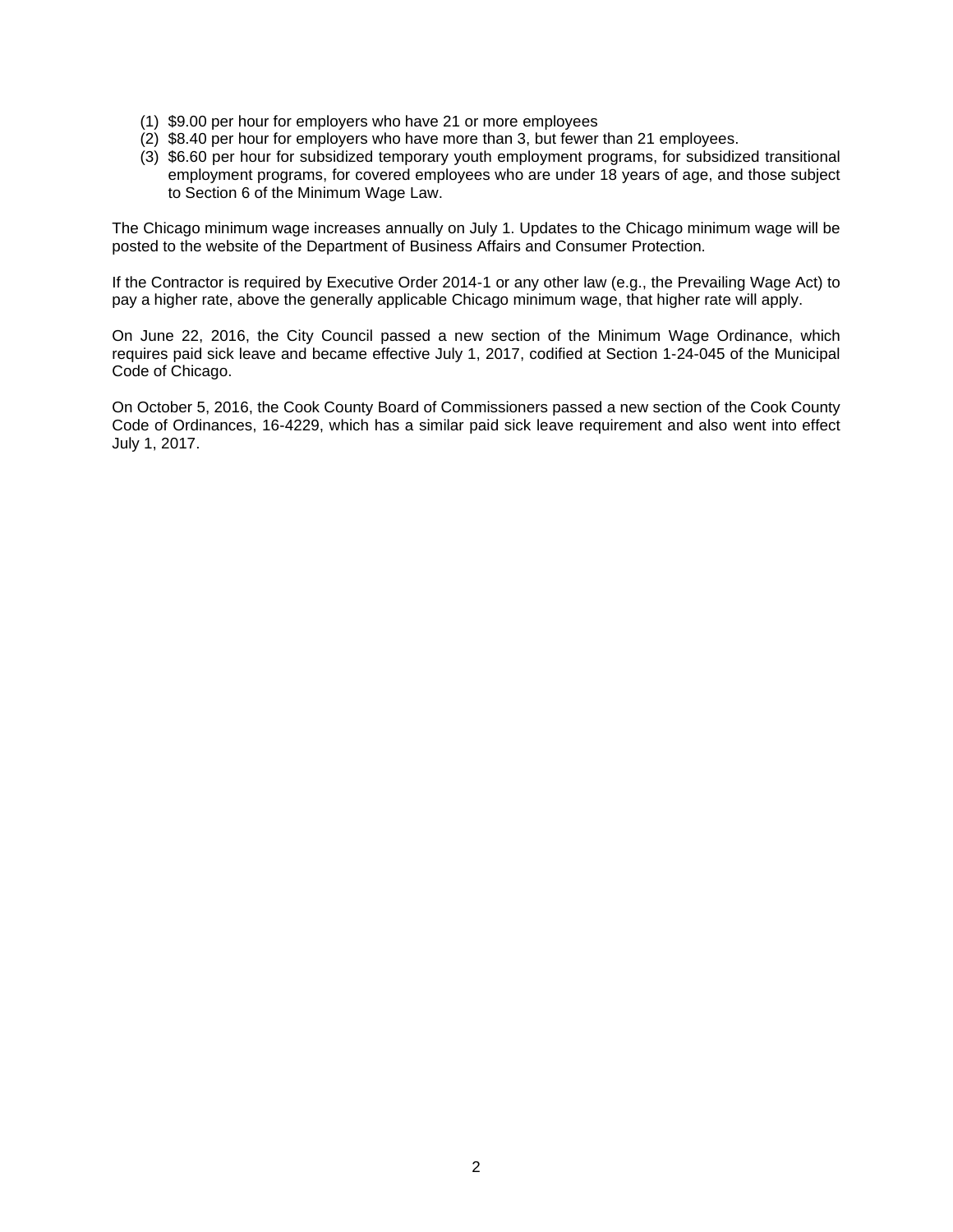(1) $9.00 per hour for employers who have 21 or more employees
(2) $8.40 per hour for employers who have more than 3, but fewer than 21 employees.
(3) $6.60 per hour for subsidized temporary youth employment programs, for subsidized transitional employment programs, for covered employees who are under 18 years of age, and those subject to Section 6 of the Minimum Wage Law.

The Chicago minimum wage increases annually on July 1. Updates to the Chicago minimum wage will be posted to the website of the Department of Business Affairs and Consumer Protection.

If the Contractor is required by Executive Order 2014-1 or any other law (e.g., the Prevailing Wage Act) to pay a higher rate, above the generally applicable Chicago minimum wage, that higher rate will apply.

On June 22, 2016, the City Council passed a new section of the Minimum Wage Ordinance, which requires paid sick leave and became effective July 1, 2017, codified at Section 1-24-045 of the Municipal Code of Chicago.

On October 5, 2016, the Cook County Board of Commissioners passed a new section of the Cook County Code of Ordinances, 16-4229, which has a similar paid sick leave requirement and also went into effect July 1, 2017.